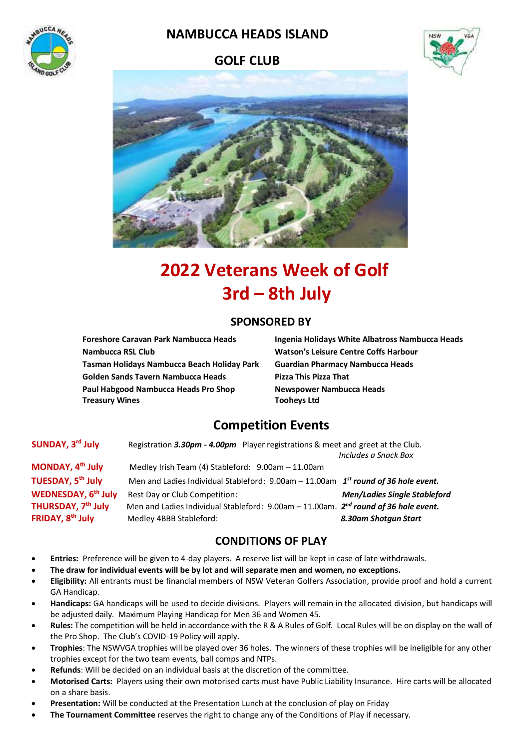# NAMBUCCA HEADS ISLAND

# GOLF CLUB

# 2022 Veterans Week of Golf
# 3rd – 8th July

## SPONSORED BY

**Foreshore Caravan Park Nambucca Heads**
**Nambucca RSL Club**
**Tasman Holidays Nambucca Beach Holiday Park**
**Golden Sands Tavern Nambucca Heads**
**Paul Habgood Nambucca Heads Pro Shop**
**Treasury Wines**
**Ingenia Holidays White Albatross Nambucca Heads**
**Watson's Leisure Centre Coffs Harbour**
**Guardian Pharmacy Nambucca Heads**
**Pizza This Pizza That**
**Newspower Nambucca Heads**
**Tooheys Ltd**

## Competition Events

| | | |
|---|---|---|
| **SUNDAY, 3rd July** | Registration ***3.30pm - 4.00pm*** Player registrations & meet and greet at the Club. | *Includes a Snack Box* |
| **MONDAY, 4th July** | Medley Irish Team (4) Stableford: 9.00am – 11.00am | |
| **TUESDAY, 5th July** | Men and Ladies Individual Stableford: 9.00am – 11.00am | ***1st round of 36 hole event.*** |
| **WEDNESDAY, 6th July** | Rest Day or Club Competition: | ***Men/Ladies Single Stableford*** |
| **THURSDAY, 7th July** | Men and Ladies Individual Stableford: 9.00am – 11.00am. | ***2nd round of 36 hole event.*** |
| **FRIDAY, 8th July** | Medley 4BBB Stableford: | ***8.30am Shotgun Start*** |

## CONDITIONS OF PLAY

- **Entries:** Preference will be given to 4-day players. A reserve list will be kept in case of late withdrawals.
- **The draw for individual events will be by lot and will separate men and women, no exceptions.**
- **Eligibility:** All entrants must be financial members of NSW Veteran Golfers Association, provide proof and hold a current GA Handicap.
- **Handicaps:** GA handicaps will be used to decide divisions. Players will remain in the allocated division, but handicaps will be adjusted daily. Maximum Playing Handicap for Men 36 and Women 45.
- **Rules:** The competition will be held in accordance with the R & A Rules of Golf. Local Rules will be on display on the wall of the Pro Shop. The Club's COVID-19 Policy will apply.
- **Trophies**: The NSWVGA trophies will be played over 36 holes. The winners of these trophies will be ineligible for any other trophies except for the two team events, ball comps and NTPs.
- **Refunds**: Will be decided on an individual basis at the discretion of the committee.
- **Motorised Carts:** Players using their own motorised carts must have Public Liability Insurance. Hire carts will be allocated on a share basis.
- **Presentation:** Will be conducted at the Presentation Lunch at the conclusion of play on Friday
- **The Tournament Committee** reserves the right to change any of the Conditions of Play if necessary.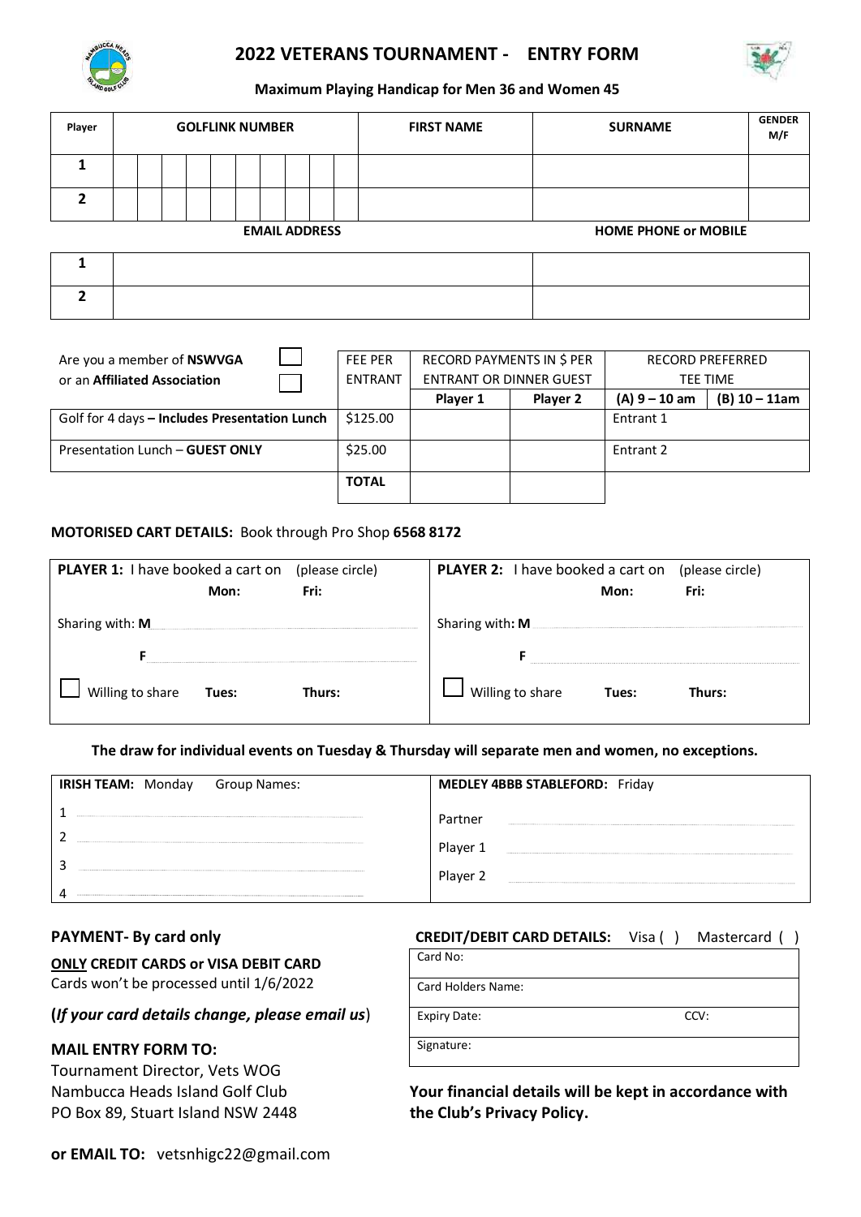# 2022 VETERANS TOURNAMENT - ENTRY FORM

**Maximum Playing Handicap for Men 36 and Women 45**

| Player | GOLFLINK NUMBER | | | | | | | | | | FIRST NAME | SURNAME | GENDER M/F |
|---|---|---|---|---|---|---|---|---|---|---|---|---|---|
| 1 | | | | | | | | | | | | | |
| 2 | | | | | | | | | | | | | |

| | EMAIL ADDRESS | HOME PHONE or MOBILE |
|---|---|---|
| 1 | | |
| 2 | | |

| Are you a member of **NSWVGA** ☐ or an **Affiliated Association** ☐ | FEE PER ENTRANT | RECORD PAYMENTS IN $ PER ENTRANT OR DINNER GUEST | | RECORD PREFERRED TEE TIME | |
|---|---|---|---|---|---|
| | | **Player 1** | **Player 2** | **(A) 9 – 10 am** | **(B) 10 – 11am** |
| Golf for 4 days **– Includes Presentation Lunch** | $125.00 | | | Entrant 1 | |
| Presentation Lunch – **GUEST ONLY** | $25.00 | | | Entrant 2 | |
| | **TOTAL** | | | | |

**MOTORISED CART DETAILS:** Book through Pro Shop **6568 8172**

| **PLAYER 1:** I have booked a cart on (please circle) **Mon: Fri:** | **PLAYER 2:** I have booked a cart on (please circle) **Mon: Fri:** |
|---|---|
| Sharing with: **M** | Sharing with: **M** |
| **F** | **F** |
| ☐ Willing to share **Tues: Thurs:** | ☐ Willing to share **Tues: Thurs:** |

**The draw for individual events on Tuesday & Thursday will separate men and women, no exceptions.**

| **IRISH TEAM:** Monday Group Names: | **MEDLEY 4BBB STABLEFORD:** Friday |
|---|---|
| 1 | Partner |
| 2 | Player 1 |
| 3 | Player 2 |
| 4 | |

**PAYMENT- By card only**

**ONLY CREDIT CARDS or VISA DEBIT CARD**
Cards won't be processed until 1/6/2022

**(*If your card details change, please email us*)**

**MAIL ENTRY FORM TO:**
Tournament Director, Vets WOG
Nambucca Heads Island Golf Club
PO Box 89, Stuart Island NSW 2448

**or EMAIL TO:** vetsnhigc22@gmail.com

**CREDIT/DEBIT CARD DETAILS:** Visa ( ) Mastercard ( )

| Card No: | |
|---|---|
| Card Holders Name: | |
| Expiry Date: | CCV: |
| Signature: | |

**Your financial details will be kept in accordance with the Club's Privacy Policy.**